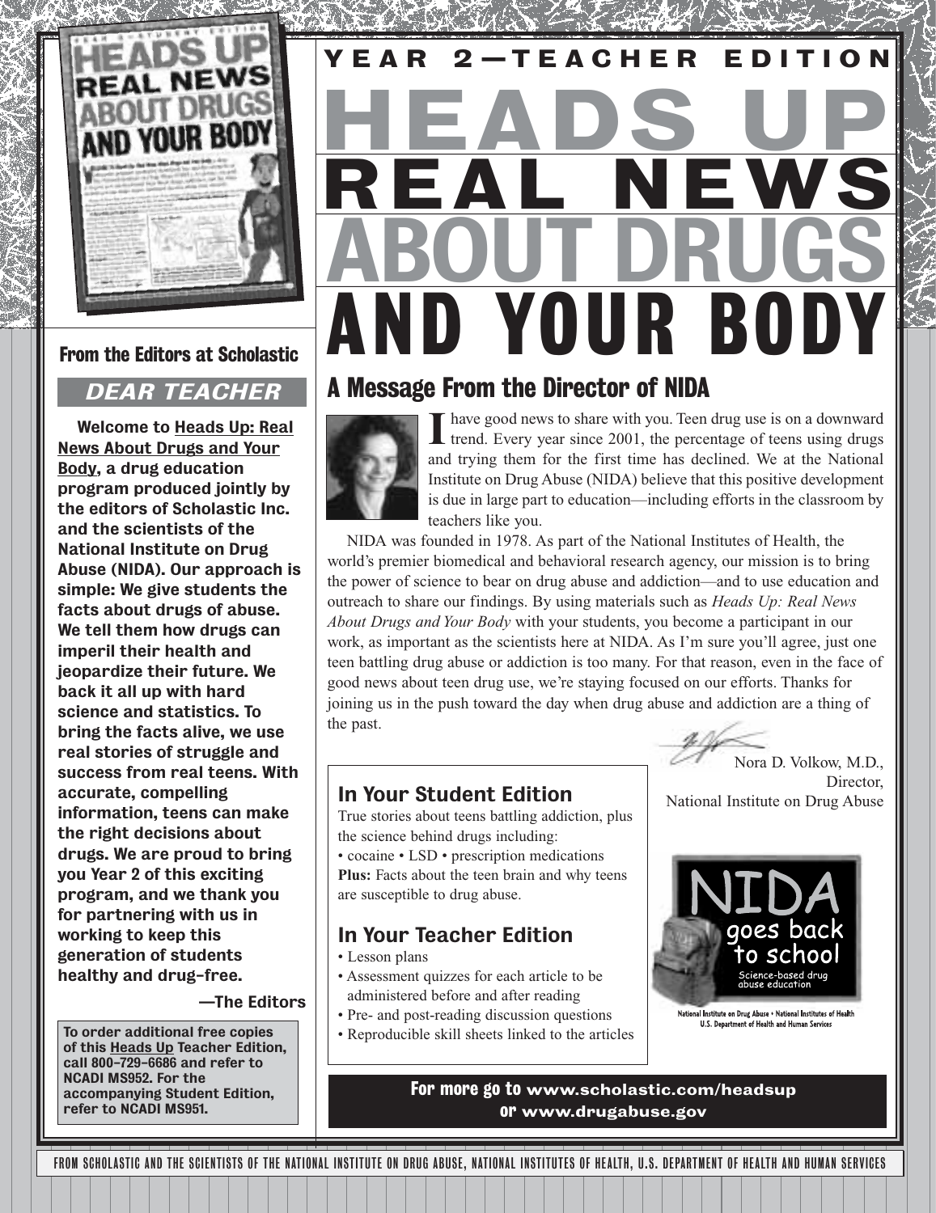# YEAR 2—TEACHER EDITION

# HEADS UP REAL NEWS ABOUT DRUGS AND YOUR BODY

**From the Editors at Scholastic**

## DEAR TEACHER

**Welcome to Heads Up: Real News About Drugs and Your Body, a drug education program produced jointly by the editors of Scholastic Inc. and the scientists of the National Institute on Drug Abuse (NIDA). Our approach is simple: We give students the facts about drugs of abuse. We tell them how drugs can imperil their health and jeopardize their future. We back it all up with hard science and statistics. To bring the facts alive, we use real stories of struggle and success from real teens. With accurate, compelling information, teens can make the right decisions about drugs. We are proud to bring you Year 2 of this exciting program, and we thank you for partnering with us in working to keep this generation of students healthy and drug-free.**

**—The Editors**

**To order additional free copies of this Heads Up Teacher Edition, call 800-729-6686 and refer to NCADI MS952. For the accompanying Student Edition, refer to NCADI MS951.**

## A Message From the Director of NIDA

I have good news to share with you. Teen drug use is on a downward trend. Every year since 2001, the percentage of teens using drugs and trying them for the first time has declined. We at the National Institute on Drug Abuse (NIDA) believe that this positive development is due in large part to education—including efforts in the classroom by teachers like you.

NIDA was founded in 1978. As part of the National Institutes of Health, the world's premier biomedical and behavioral research agency, our mission is to bring the power of science to bear on drug abuse and addiction—and to use education and outreach to share our findings. By using materials such as *Heads Up: Real News About Drugs and Your Body* with your students, you become a participant in our work, as important as the scientists here at NIDA. As I'm sure you'll agree, just one teen battling drug abuse or addiction is too many. For that reason, even in the face of good news about teen drug use, we're staying focused on our efforts. Thanks for joining us in the push toward the day when drug abuse and addiction are a thing of the past.

Nora D. Volkow, M.D.,
Director,
National Institute on Drug Abuse

### In Your Student Edition

True stories about teens battling addiction, plus the science behind drugs including:

- cocaine • LSD • prescription medications

**Plus:** Facts about the teen brain and why teens are susceptible to drug abuse.

### In Your Teacher Edition

- Lesson plans
- Assessment quizzes for each article to be administered before and after reading
- Pre- and post-reading discussion questions
- Reproducible skill sheets linked to the articles

NIDA goes back to school
Science-based drug abuse education

National Institute on Drug Abuse • National Institutes of Health
U.S. Department of Health and Human Services

**For more go to www.scholastic.com/headsup or www.drugabuse.gov**

FROM SCHOLASTIC AND THE SCIENTISTS OF THE NATIONAL INSTITUTE ON DRUG ABUSE, NATIONAL INSTITUTES OF HEALTH, U.S. DEPARTMENT OF HEALTH AND HUMAN SERVICES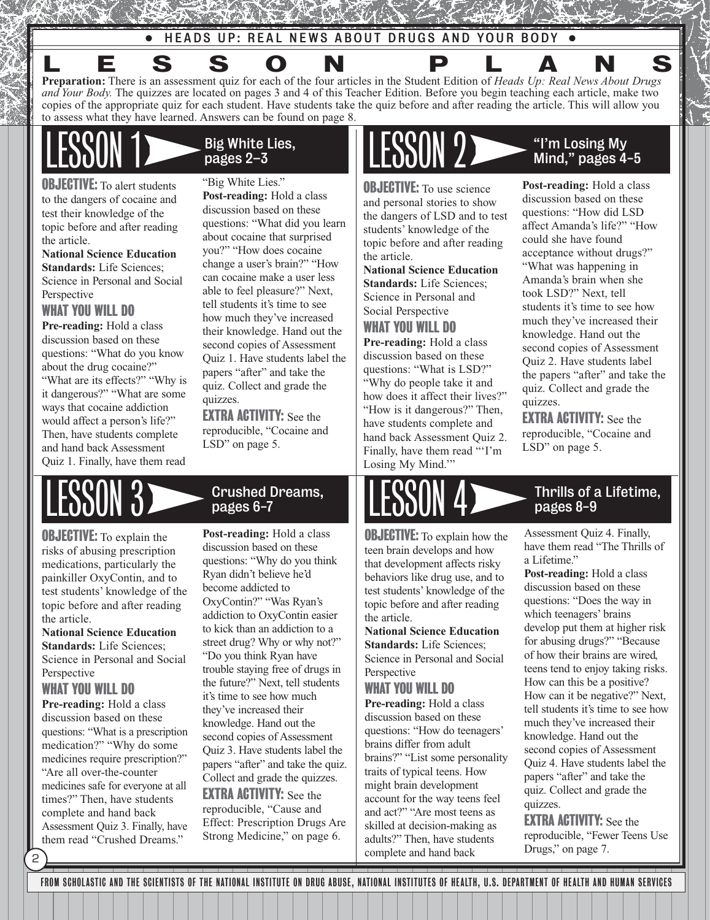# LESSON PLANS

**Preparation:** There is an assessment quiz for each of the four articles in the Student Edition of *Heads Up: Real News About Drugs and Your Body.* The quizzes are located on pages 3 and 4 of this Teacher Edition. Before you begin teaching each article, make two copies of the appropriate quiz for each student. Have students take the quiz before and after reading the article. This will allow you to assess what they have learned. Answers can be found on page 8.

## LESSON 1 Big White Lies, pages 2–3

**OBJECTIVE:** To alert students to the dangers of cocaine and test their knowledge of the topic before and after reading the article.

**National Science Education Standards:** Life Sciences; Science in Personal and Social Perspective

### WHAT YOU WILL DO

**Pre-reading:** Hold a class discussion based on these questions: "What do you know about the drug cocaine?" "What are its effects?" "Why is it dangerous?" "What are some ways that cocaine addiction would affect a person's life?" Then, have students complete and hand back Assessment Quiz 1. Finally, have them read "Big White Lies."

**Post-reading:** Hold a class discussion based on these questions: "What did you learn about cocaine that surprised you?" "How does cocaine change a user's brain?" "How can cocaine make a user less able to feel pleasure?" Next, tell students it's time to see how much they've increased their knowledge. Hand out the second copies of Assessment Quiz 1. Have students label the papers "after" and take the quiz. Collect and grade the quizzes.

**EXTRA ACTIVITY:** See the reproducible, "Cocaine and LSD" on page 5.

## LESSON 2 "I'm Losing My Mind," pages 4–5

**OBJECTIVE:** To use science and personal stories to show the dangers of LSD and to test students' knowledge of the topic before and after reading the article.

**National Science Education Standards:** Life Sciences; Science in Personal and Social Perspective

### WHAT YOU WILL DO

**Pre-reading:** Hold a class discussion based on these questions: "What is LSD?" "Why do people take it and how does it affect their lives?" "How is it dangerous?" Then, have students complete and hand back Assessment Quiz 2. Finally, have them read "'I'm Losing My Mind.'"

**Post-reading:** Hold a class discussion based on these questions: "How did LSD affect Amanda's life?" "How could she have found acceptance without drugs?" "What was happening in Amanda's brain when she took LSD?" Next, tell students it's time to see how much they've increased their knowledge. Hand out the second copies of Assessment Quiz 2. Have students label the papers "after" and take the quiz. Collect and grade the quizzes.

**EXTRA ACTIVITY:** See the reproducible, "Cocaine and LSD" on page 5.

## LESSON 3 Crushed Dreams, pages 6–7

**OBJECTIVE:** To explain the risks of abusing prescription medications, particularly the painkiller OxyContin, and to test students' knowledge of the topic before and after reading the article.

**National Science Education Standards:** Life Sciences; Science in Personal and Social Perspective

### WHAT YOU WILL DO

**Pre-reading:** Hold a class discussion based on these questions: "What is a prescription medication?" "Why do some medicines require prescription?" "Are all over-the-counter medicines safe for everyone at all times?" Then, have students complete and hand back Assessment Quiz 3. Finally, have them read "Crushed Dreams."

**Post-reading:** Hold a class discussion based on these questions: "Why do you think Ryan didn't believe he'd become addicted to OxyContin?" "Was Ryan's addiction to OxyContin easier to kick than an addiction to a street drug? Why or why not?" "Do you think Ryan have trouble staying free of drugs in the future?" Next, tell students it's time to see how much they've increased their knowledge. Hand out the second copies of Assessment Quiz 3. Have students label the papers "after" and take the quiz. Collect and grade the quizzes.

**EXTRA ACTIVITY:** See the reproducible, "Cause and Effect: Prescription Drugs Are Strong Medicine," on page 6.

## LESSON 4 Thrills of a Lifetime, pages 8–9

**OBJECTIVE:** To explain how the teen brain develops and how that development affects risky behaviors like drug use, and to test students' knowledge of the topic before and after reading the article.

**National Science Education Standards:** Life Sciences; Science in Personal and Social Perspective

### WHAT YOU WILL DO

**Pre-reading:** Hold a class discussion based on these questions: "How do teenagers' brains differ from adult brains?" "List some personality traits of typical teens. How might brain development account for the way teens feel and act?" "Are most teens as skilled at decision-making as adults?" Then, have students complete and hand back Assessment Quiz 4. Finally, have them read "The Thrills of a Lifetime."

**Post-reading:** Hold a class discussion based on these questions: "Does the way in which teenagers' brains develop put them at higher risk for abusing drugs?" "Because of how their brains are wired, teens tend to enjoy taking risks. How can this be a positive? How can it be negative?" Next, tell students it's time to see how much they've increased their knowledge. Hand out the second copies of Assessment Quiz 4. Have students label the papers "after" and take the quiz. Collect and grade the quizzes.

**EXTRA ACTIVITY:** See the reproducible, "Fewer Teens Use Drugs," on page 7.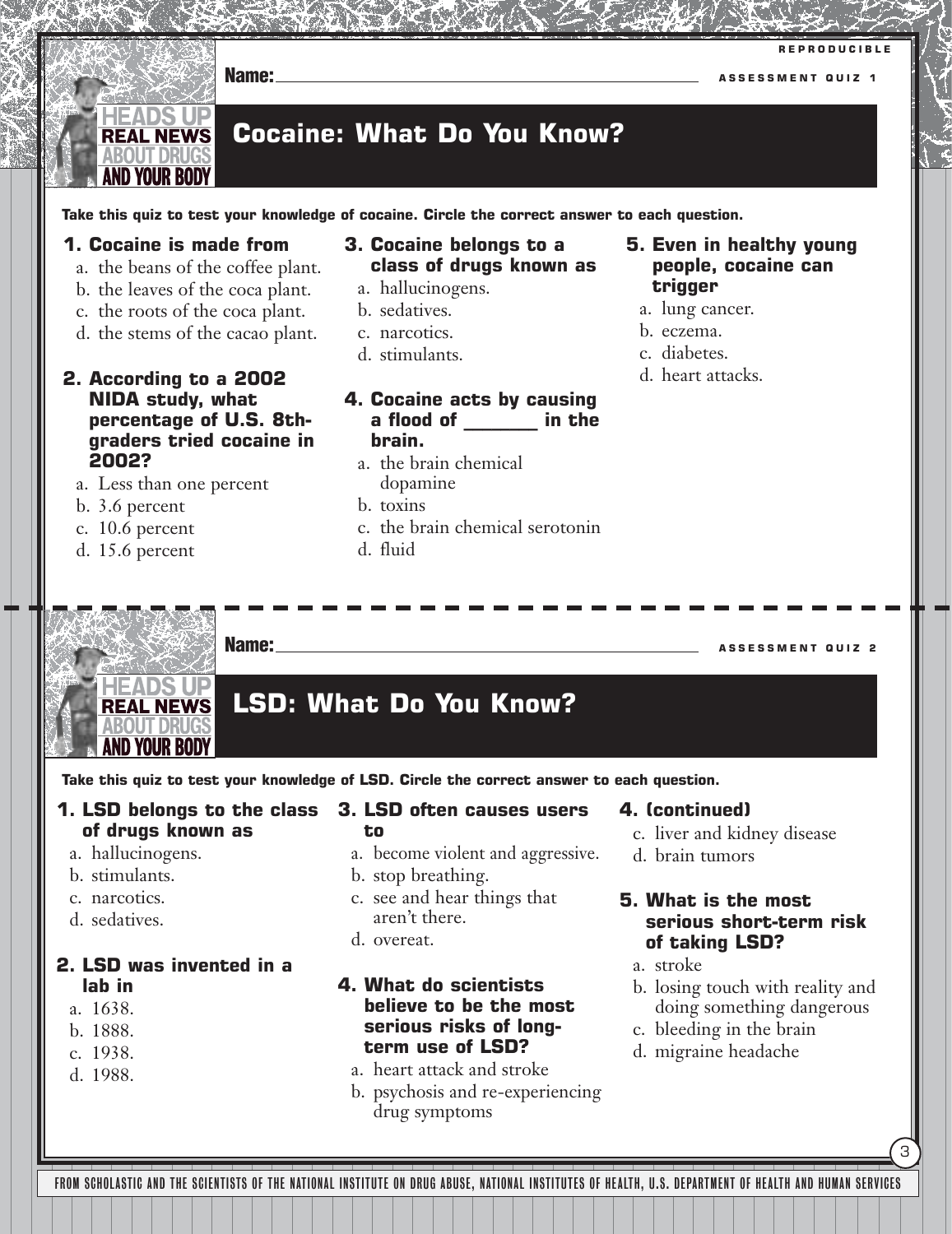REPRODUCIBLE

Name: \_\_\_\_\_\_\_\_\_\_\_\_\_\_\_\_\_\_\_\_\_\_\_\_\_\_\_\_\_\_\_\_\_\_\_\_\_\_\_\_\_\_\_\_ ASSESSMENT QUIZ 1

HEADS UP REAL NEWS ABOUT DRUGS AND YOUR BODY

# Cocaine: What Do You Know?

**Take this quiz to test your knowledge of cocaine. Circle the correct answer to each question.**

**1. Cocaine is made from**

a. the beans of the coffee plant.
b. the leaves of the coca plant.
c. the roots of the coca plant.
d. the stems of the cacao plant.

**2. According to a 2002 NIDA study, what percentage of U.S. 8th-graders tried cocaine in 2002?**

a. Less than one percent
b. 3.6 percent
c. 10.6 percent
d. 15.6 percent

**3. Cocaine belongs to a class of drugs known as**

a. hallucinogens.
b. sedatives.
c. narcotics.
d. stimulants.

**4. Cocaine acts by causing a flood of \_\_\_\_\_\_\_ in the brain.**

a. the brain chemical dopamine
b. toxins
c. the brain chemical serotonin
d. fluid

**5. Even in healthy young people, cocaine can trigger**

a. lung cancer.
b. eczema.
c. diabetes.
d. heart attacks.

---

Name: \_\_\_\_\_\_\_\_\_\_\_\_\_\_\_\_\_\_\_\_\_\_\_\_\_\_\_\_\_\_\_\_\_\_\_\_\_\_\_\_\_\_\_\_ ASSESSMENT QUIZ 2

HEADS UP REAL NEWS ABOUT DRUGS AND YOUR BODY

# LSD: What Do You Know?

**Take this quiz to test your knowledge of LSD. Circle the correct answer to each question.**

**1. LSD belongs to the class of drugs known as**

a. hallucinogens.
b. stimulants.
c. narcotics.
d. sedatives.

**2. LSD was invented in a lab in**

a. 1638.
b. 1888.
c. 1938.
d. 1988.

**3. LSD often causes users to**

a. become violent and aggressive.
b. stop breathing.
c. see and hear things that aren't there.
d. overeat.

**4. What do scientists believe to be the most serious risks of long-term use of LSD?**

a. heart attack and stroke
b. psychosis and re-experiencing drug symptoms
c. liver and kidney disease
d. brain tumors

**5. What is the most serious short-term risk of taking LSD?**

a. stroke
b. losing touch with reality and doing something dangerous
c. bleeding in the brain
d. migraine headache

FROM SCHOLASTIC AND THE SCIENTISTS OF THE NATIONAL INSTITUTE ON DRUG ABUSE, NATIONAL INSTITUTES OF HEALTH, U.S. DEPARTMENT OF HEALTH AND HUMAN SERVICES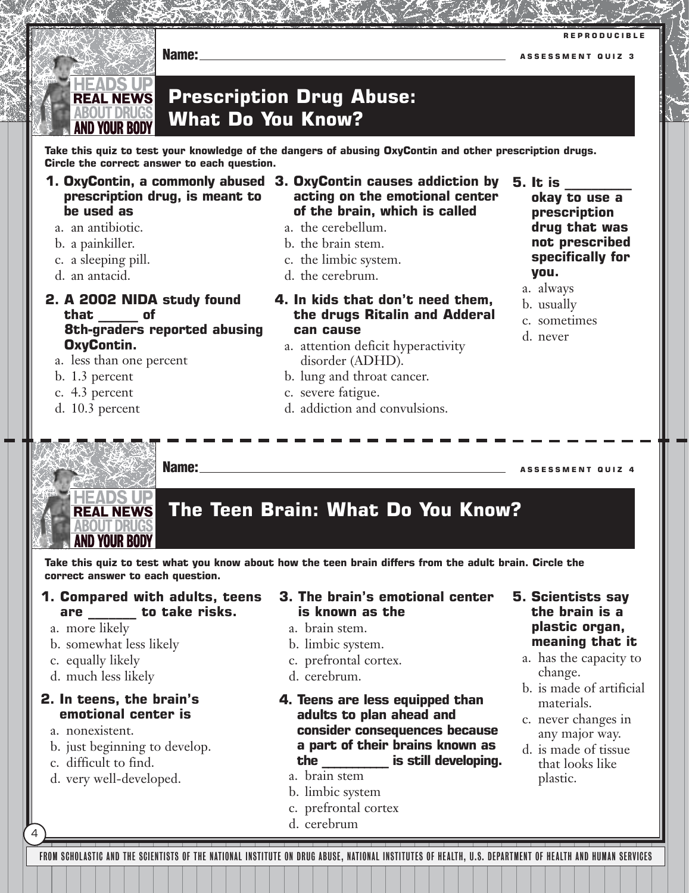REPRODUCIBLE

Name: ______________________________ ASSESSMENT QUIZ 3

## Prescription Drug Abuse: What Do You Know?

**Take this quiz to test your knowledge of the dangers of abusing OxyContin and other prescription drugs. Circle the correct answer to each question.**

**1. OxyContin, a commonly abused prescription drug, is meant to be used as**

a. an antibiotic.
b. a painkiller.
c. a sleeping pill.
d. an antacid.

**2. A 2002 NIDA study found that _____ of 8th-graders reported abusing OxyContin.**

a. less than one percent
b. 1.3 percent
c. 4.3 percent
d. 10.3 percent

**3. OxyContin causes addiction by acting on the emotional center of the brain, which is called**

a. the cerebellum.
b. the brain stem.
c. the limbic system.
d. the cerebrum.

**4. In kids that don't need them, the drugs Ritalin and Adderal can cause**

a. attention deficit hyperactivity disorder (ADHD).
b. lung and throat cancer.
c. severe fatigue.
d. addiction and convulsions.

**5. It is ________ okay to use a prescription drug that was not prescribed specifically for you.**

a. always
b. usually
c. sometimes
d. never

---

Name: ______________________________ ASSESSMENT QUIZ 4

## The Teen Brain: What Do You Know?

**Take this quiz to test what you know about how the teen brain differs from the adult brain. Circle the correct answer to each question.**

**1. Compared with adults, teens are ______ to take risks.**

a. more likely
b. somewhat less likely
c. equally likely
d. much less likely

**2. In teens, the brain's emotional center is**

a. nonexistent.
b. just beginning to develop.
c. difficult to find.
d. very well-developed.

**3. The brain's emotional center is known as the**

a. brain stem.
b. limbic system.
c. prefrontal cortex.
d. cerebrum.

**4. Teens are less equipped than adults to plan ahead and consider consequences because a part of their brains known as the _________ is still developing.**

a. brain stem
b. limbic system
c. prefrontal cortex
d. cerebrum

**5. Scientists say the brain is a plastic organ, meaning that it**

a. has the capacity to change.
b. is made of artificial materials.
c. never changes in any major way.
d. is made of tissue that looks like plastic.

FROM SCHOLASTIC AND THE SCIENTISTS OF THE NATIONAL INSTITUTE ON DRUG ABUSE, NATIONAL INSTITUTES OF HEALTH, U.S. DEPARTMENT OF HEALTH AND HUMAN SERVICES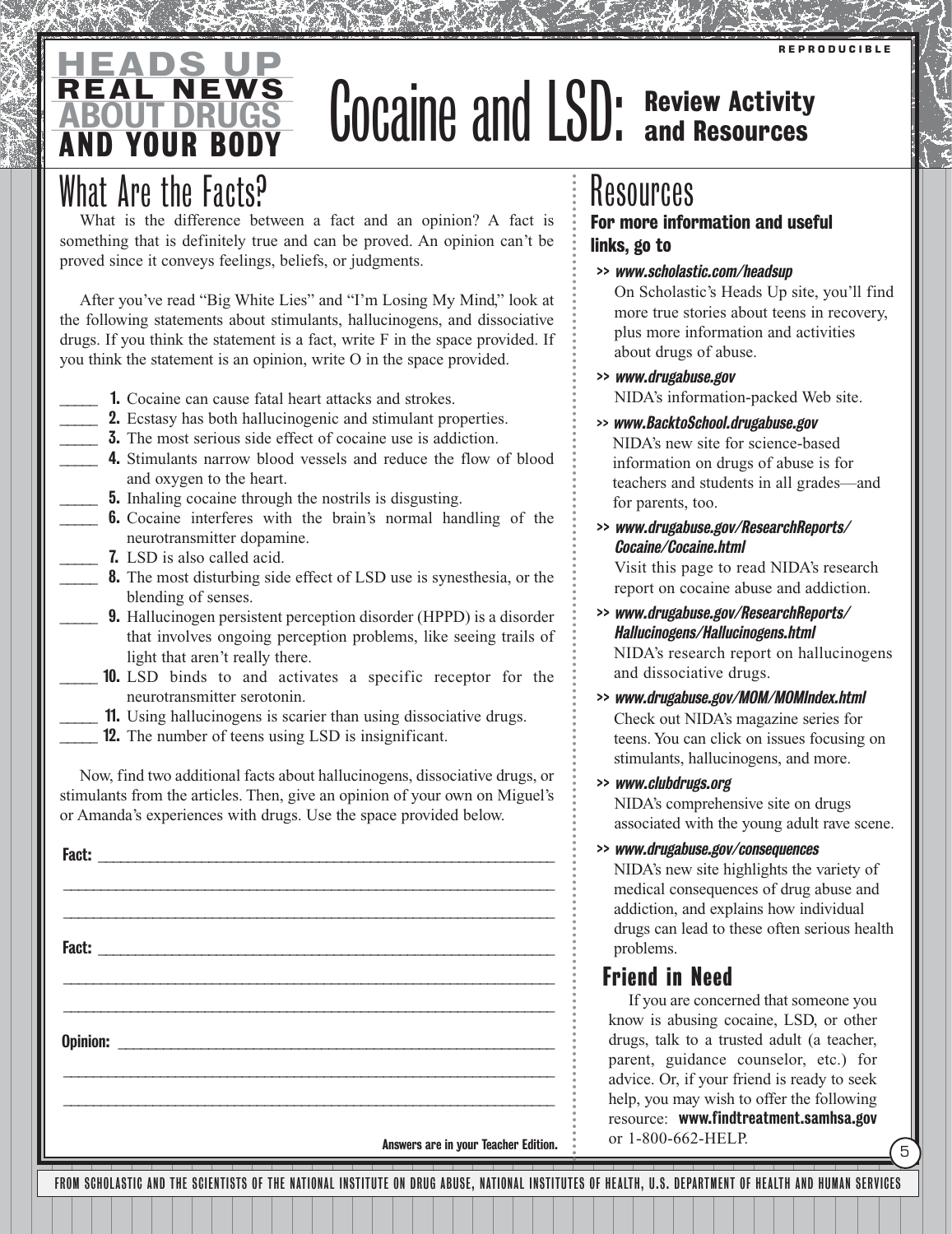# Cocaine and LSD: Review Activity and Resources

## What Are the Facts?

What is the difference between a fact and an opinion? A fact is something that is definitely true and can be proved. An opinion can't be proved since it conveys feelings, beliefs, or judgments.

After you've read "Big White Lies" and "I'm Losing My Mind," look at the following statements about stimulants, hallucinogens, and dissociative drugs. If you think the statement is a fact, write F in the space provided. If you think the statement is an opinion, write O in the space provided.

_____ **1.** Cocaine can cause fatal heart attacks and strokes.
_____ **2.** Ecstasy has both hallucinogenic and stimulant properties.
_____ **3.** The most serious side effect of cocaine use is addiction.
_____ **4.** Stimulants narrow blood vessels and reduce the flow of blood and oxygen to the heart.
_____ **5.** Inhaling cocaine through the nostrils is disgusting.
_____ **6.** Cocaine interferes with the brain's normal handling of the neurotransmitter dopamine.
_____ **7.** LSD is also called acid.
_____ **8.** The most disturbing side effect of LSD use is synesthesia, or the blending of senses.
_____ **9.** Hallucinogen persistent perception disorder (HPPD) is a disorder that involves ongoing perception problems, like seeing trails of light that aren't really there.
_____ **10.** LSD binds to and activates a specific receptor for the neurotransmitter serotonin.
_____ **11.** Using hallucinogens is scarier than using dissociative drugs.
_____ **12.** The number of teens using LSD is insignificant.

Now, find two additional facts about hallucinogens, dissociative drugs, or stimulants from the articles. Then, give an opinion of your own on Miguel's or Amanda's experiences with drugs. Use the space provided below.

**Fact:** ____________________________________________

____________________________________________

____________________________________________

**Fact:** ____________________________________________

____________________________________________

____________________________________________

**Opinion:** ____________________________________________

____________________________________________

____________________________________________

**Answers are in your Teacher Edition.**

## Resources

**For more information and useful links, go to**

- **>> *www.scholastic.com/headsup***
  On Scholastic's Heads Up site, you'll find more true stories about teens in recovery, plus more information and activities about drugs of abuse.
- **>> *www.drugabuse.gov***
  NIDA's information-packed Web site.
- **>> *www.BacktoSchool.drugabuse.gov***
  NIDA's new site for science-based information on drugs of abuse is for teachers and students in all grades—and for parents, too.
- **>> *www.drugabuse.gov/ResearchReports/Cocaine/Cocaine.html***
  Visit this page to read NIDA's research report on cocaine abuse and addiction.
- **>> *www.drugabuse.gov/ResearchReports/Hallucinogens/Hallucinogens.html***
  NIDA's research report on hallucinogens and dissociative drugs.
- **>> *www.drugabuse.gov/MOM/MOMIndex.html***
  Check out NIDA's magazine series for teens. You can click on issues focusing on stimulants, hallucinogens, and more.
- **>> *www.clubdrugs.org***
  NIDA's comprehensive site on drugs associated with the young adult rave scene.
- **>> *www.drugabuse.gov/consequences***
  NIDA's new site highlights the variety of medical consequences of drug abuse and addiction, and explains how individual drugs can lead to these often serious health problems.

### Friend in Need

If you are concerned that someone you know is abusing cocaine, LSD, or other drugs, talk to a trusted adult (a teacher, parent, guidance counselor, etc.) for advice. Or, if your friend is ready to seek help, you may wish to offer the following resource: **www.findtreatment.samhsa.gov** or 1-800-662-HELP.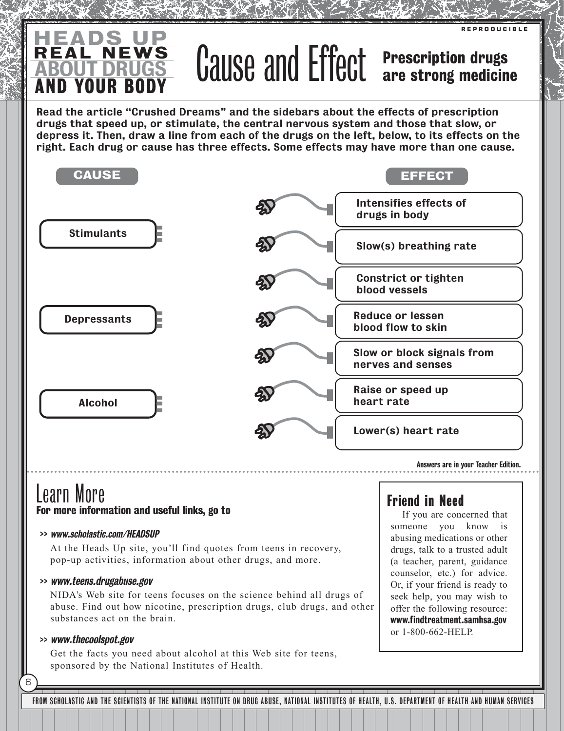HEADS UP
REAL NEWS
ABOUT DRUGS
AND YOUR BODY

REPRODUCIBLE

# Cause and Effect

## Prescription drugs are strong medicine

**Read the article "Crushed Dreams" and the sidebars about the effects of prescription drugs that speed up, or stimulate, the central nervous system and those that slow, or depress it. Then, draw a line from each of the drugs on the left, below, to its effects on the right. Each drug or cause has three effects. Some effects may have more than one cause.**

| CAUSE | EFFECT |
|---|---|
| Stimulants | Intensifies effects of drugs in body |
| Depressants | Slow(s) breathing rate |
| Alcohol | Constrict or tighten blood vessels |
| | Reduce or lessen blood flow to skin |
| | Slow or block signals from nerves and senses |
| | Raise or speed up heart rate |
| | Lower(s) heart rate |

Answers are in your Teacher Edition.

# Learn More

**For more information and useful links, go to**

>> ***www.scholastic.com/HEADSUP***

At the Heads Up site, you'll find quotes from teens in recovery, pop-up activities, information about other drugs, and more.

>> ***www.teens.drugabuse.gov***

NIDA's Web site for teens focuses on the science behind all drugs of abuse. Find out how nicotine, prescription drugs, club drugs, and other substances act on the brain.

>> ***www.thecoolspot.gov***

Get the facts you need about alcohol at this Web site for teens, sponsored by the National Institutes of Health.

## Friend in Need

If you are concerned that someone you know is abusing medications or other drugs, talk to a trusted adult (a teacher, parent, guidance counselor, etc.) for advice. Or, if your friend is ready to seek help, you may wish to offer the following resource: **www.findtreatment.samhsa.gov** or 1-800-662-HELP.

FROM SCHOLASTIC AND THE SCIENTISTS OF THE NATIONAL INSTITUTE ON DRUG ABUSE, NATIONAL INSTITUTES OF HEALTH, U.S. DEPARTMENT OF HEALTH AND HUMAN SERVICES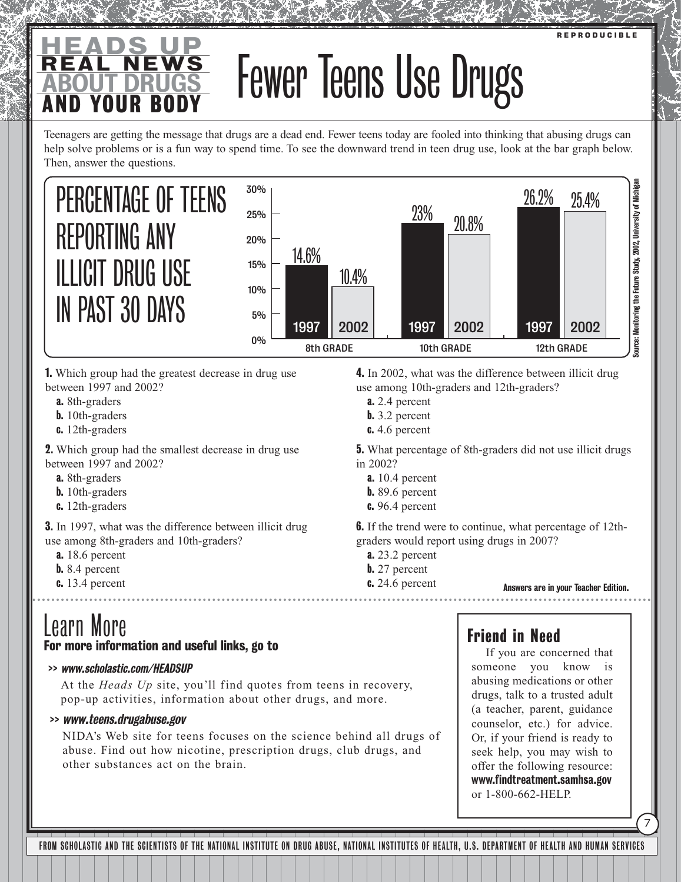# HEADS UP REAL NEWS ABOUT DRUGS AND YOUR BODY

REPRODUCIBLE

# Fewer Teens Use Drugs

Teenagers are getting the message that drugs are a dead end. Fewer teens today are fooled into thinking that abusing drugs can help solve problems or is a fun way to spend time. To see the downward trend in teen drug use, look at the bar graph below. Then, answer the questions.

## PERCENTAGE OF TEENS REPORTING ANY ILLICIT DRUG USE IN PAST 30 DAYS

| Grade | 1997 | 2002 |
|---|---|---|
| 8th GRADE | 14.6% | 10.4% |
| 10th GRADE | 23% | 20.8% |
| 12th GRADE | 26.2% | 25.4% |

Source: Monitoring the Future Study, 2002, University of Michigan

**1.** Which group had the greatest decrease in drug use between 1997 and 2002?

- **a.** 8th-graders
- **b.** 10th-graders
- **c.** 12th-graders

**2.** Which group had the smallest decrease in drug use between 1997 and 2002?

- **a.** 8th-graders
- **b.** 10th-graders
- **c.** 12th-graders

**3.** In 1997, what was the difference between illicit drug use among 8th-graders and 10th-graders?

- **a.** 18.6 percent
- **b.** 8.4 percent
- **c.** 13.4 percent

**4.** In 2002, what was the difference between illicit drug use among 10th-graders and 12th-graders?

- **a.** 2.4 percent
- **b.** 3.2 percent
- **c.** 4.6 percent

**5.** What percentage of 8th-graders did not use illicit drugs in 2002?

- **a.** 10.4 percent
- **b.** 89.6 percent
- **c.** 96.4 percent

**6.** If the trend were to continue, what percentage of 12th-graders would report using drugs in 2007?

- **a.** 23.2 percent
- **b.** 27 percent
- **c.** 24.6 percent

**Answers are in your Teacher Edition.**

## Learn More

**For more information and useful links, go to**

>> ***www.scholastic.com/HEADSUP***

At the *Heads Up* site, you'll find quotes from teens in recovery, pop-up activities, information about other drugs, and more.

>> ***www.teens.drugabuse.gov***

NIDA's Web site for teens focuses on the science behind all drugs of abuse. Find out how nicotine, prescription drugs, club drugs, and other substances act on the brain.

## Friend in Need

If you are concerned that someone you know is abusing medications or other drugs, talk to a trusted adult (a teacher, parent, guidance counselor, etc.) for advice. Or, if your friend is ready to seek help, you may wish to offer the following resource: **www.findtreatment.samhsa.gov** or 1-800-662-HELP.

FROM SCHOLASTIC AND THE SCIENTISTS OF THE NATIONAL INSTITUTE ON DRUG ABUSE, NATIONAL INSTITUTES OF HEALTH, U.S. DEPARTMENT OF HEALTH AND HUMAN SERVICES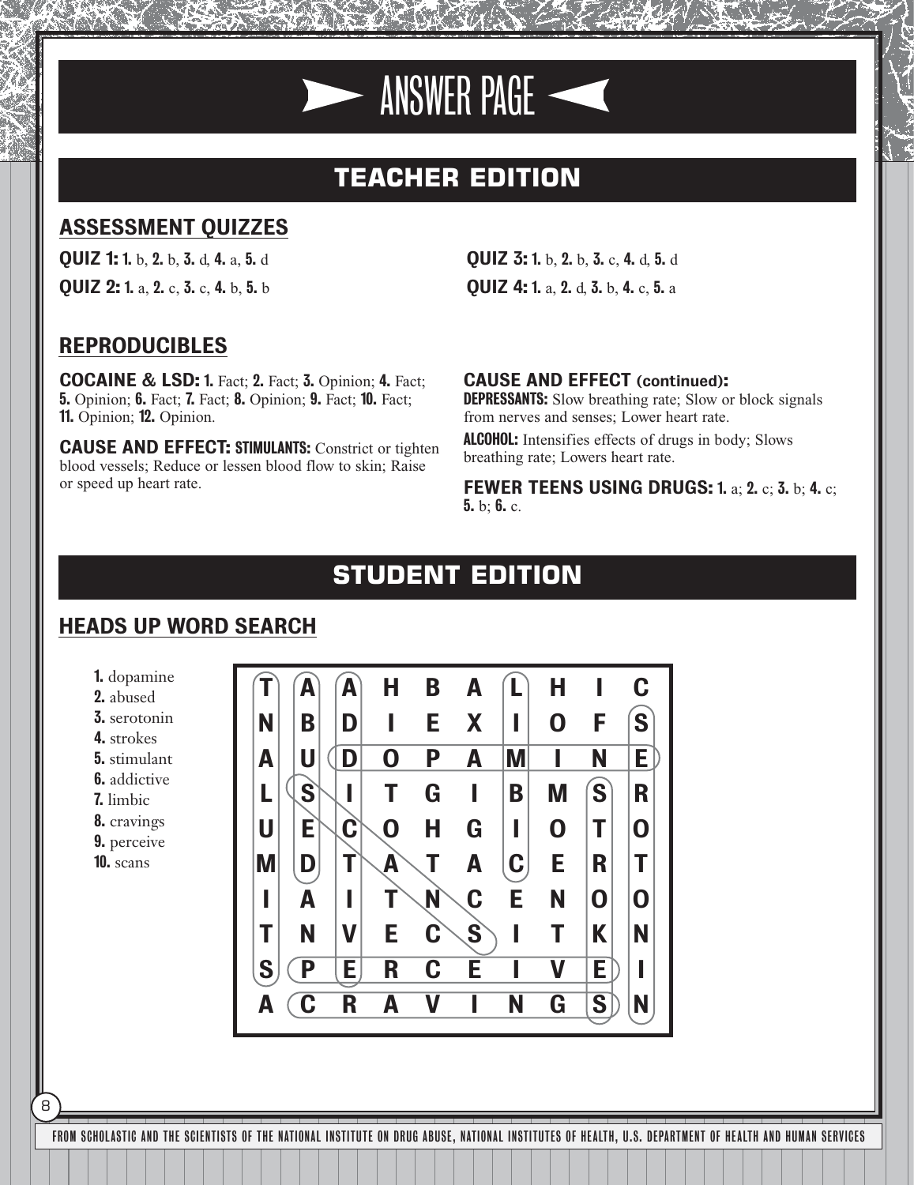# ANSWER PAGE

## TEACHER EDITION

### ASSESSMENT QUIZZES

**QUIZ 1: 1.** b, **2.** b, **3.** d, **4.** a, **5.** d

**QUIZ 2: 1.** a, **2.** c, **3.** c, **4.** b, **5.** b

**QUIZ 3: 1.** b, **2.** b, **3.** c, **4.** d, **5.** d

**QUIZ 4: 1.** a, **2.** d, **3.** b, **4.** c, **5.** a

### REPRODUCIBLES

**COCAINE & LSD: 1.** Fact; **2.** Fact; **3.** Opinion; **4.** Fact; **5.** Opinion; **6.** Fact; **7.** Fact; **8.** Opinion; **9.** Fact; **10.** Fact; **11.** Opinion; **12.** Opinion.

**CAUSE AND EFFECT: STIMULANTS:** Constrict or tighten blood vessels; Reduce or lessen blood flow to skin; Raise or speed up heart rate.

**CAUSE AND EFFECT (continued):**
**DEPRESSANTS:** Slow breathing rate; Slow or block signals from nerves and senses; Lower heart rate.

**ALCOHOL:** Intensifies effects of drugs in body; Slows breathing rate; Lowers heart rate.

**FEWER TEENS USING DRUGS: 1.** a; **2.** c; **3.** b; **4.** c; **5.** b; **6.** c.

## STUDENT EDITION

### HEADS UP WORD SEARCH

1. dopamine
2. abused
3. serotonin
4. strokes
5. stimulant
6. addictive
7. limbic
8. cravings
9. perceive
10. scans

| | | | | | | | | | |
|---|---|---|---|---|---|---|---|---|---|
| T | A | A | H | B | A | L | H | I | C |
| N | B | D | I | E | X | I | O | F | S |
| A | U | D | O | P | A | M | I | N | E |
| L | S | I | T | G | I | B | M | S | R |
| U | E | C | O | H | G | I | O | T | O |
| M | D | T | A | T | A | C | E | R | T |
| I | A | I | T | N | C | E | N | O | O |
| T | N | V | E | C | S | I | T | K | N |
| S | P | E | R | C | E | I | V | E | I |
| A | C | R | A | V | I | N | G | S | N |